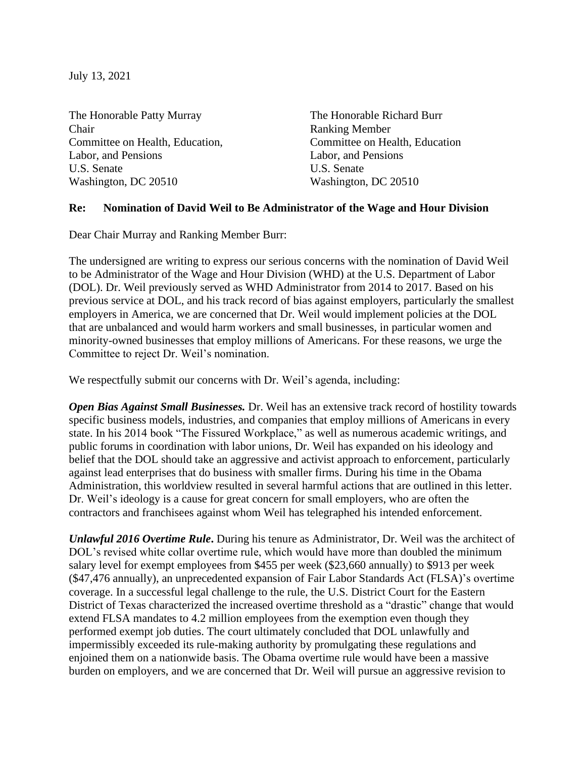July 13, 2021

The Honorable Patty Murray
Chair
Committee on Health, Education,
Labor, and Pensions
U.S. Senate
Washington, DC 20510

The Honorable Richard Burr
Ranking Member
Committee on Health, Education
Labor, and Pensions
U.S. Senate
Washington, DC 20510

**Re: Nomination of David Weil to Be Administrator of the Wage and Hour Division**

Dear Chair Murray and Ranking Member Burr:

The undersigned are writing to express our serious concerns with the nomination of David Weil to be Administrator of the Wage and Hour Division (WHD) at the U.S. Department of Labor (DOL). Dr. Weil previously served as WHD Administrator from 2014 to 2017. Based on his previous service at DOL, and his track record of bias against employers, particularly the smallest employers in America, we are concerned that Dr. Weil would implement policies at the DOL that are unbalanced and would harm workers and small businesses, in particular women and minority-owned businesses that employ millions of Americans. For these reasons, we urge the Committee to reject Dr. Weil's nomination.

We respectfully submit our concerns with Dr. Weil's agenda, including:

***Open Bias Against Small Businesses.*** Dr. Weil has an extensive track record of hostility towards specific business models, industries, and companies that employ millions of Americans in every state. In his 2014 book "The Fissured Workplace," as well as numerous academic writings, and public forums in coordination with labor unions, Dr. Weil has expanded on his ideology and belief that the DOL should take an aggressive and activist approach to enforcement, particularly against lead enterprises that do business with smaller firms. During his time in the Obama Administration, this worldview resulted in several harmful actions that are outlined in this letter. Dr. Weil's ideology is a cause for great concern for small employers, who are often the contractors and franchisees against whom Weil has telegraphed his intended enforcement.

***Unlawful 2016 Overtime Rule*****.** During his tenure as Administrator, Dr. Weil was the architect of DOL's revised white collar overtime rule, which would have more than doubled the minimum salary level for exempt employees from $455 per week ($23,660 annually) to $913 per week ($47,476 annually), an unprecedented expansion of Fair Labor Standards Act (FLSA)'s overtime coverage. In a successful legal challenge to the rule, the U.S. District Court for the Eastern District of Texas characterized the increased overtime threshold as a "drastic" change that would extend FLSA mandates to 4.2 million employees from the exemption even though they performed exempt job duties. The court ultimately concluded that DOL unlawfully and impermissibly exceeded its rule-making authority by promulgating these regulations and enjoined them on a nationwide basis. The Obama overtime rule would have been a massive burden on employers, and we are concerned that Dr. Weil will pursue an aggressive revision to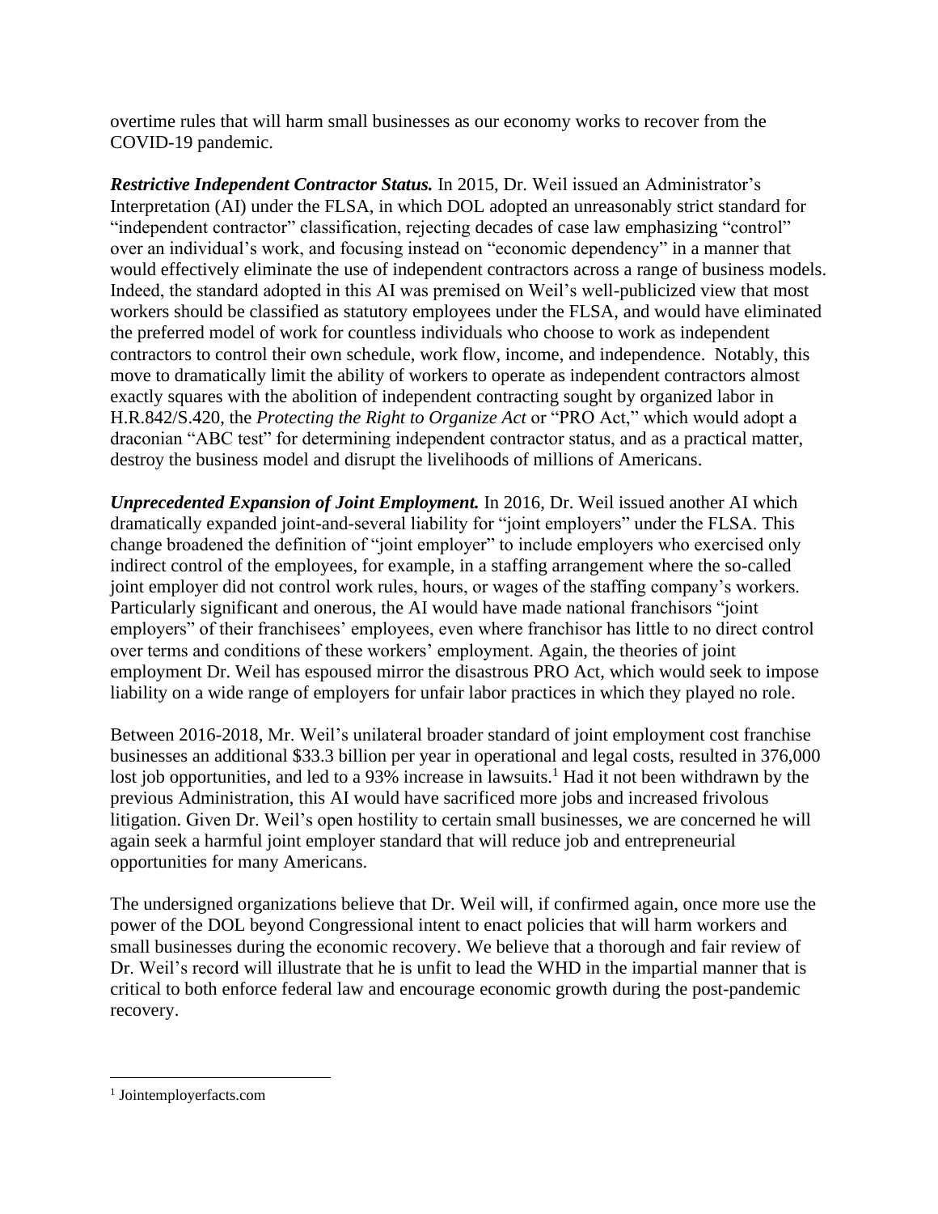overtime rules that will harm small businesses as our economy works to recover from the COVID-19 pandemic.

***Restrictive Independent Contractor Status.*** In 2015, Dr. Weil issued an Administrator's Interpretation (AI) under the FLSA, in which DOL adopted an unreasonably strict standard for "independent contractor" classification, rejecting decades of case law emphasizing "control" over an individual's work, and focusing instead on "economic dependency" in a manner that would effectively eliminate the use of independent contractors across a range of business models. Indeed, the standard adopted in this AI was premised on Weil's well-publicized view that most workers should be classified as statutory employees under the FLSA, and would have eliminated the preferred model of work for countless individuals who choose to work as independent contractors to control their own schedule, work flow, income, and independence. Notably, this move to dramatically limit the ability of workers to operate as independent contractors almost exactly squares with the abolition of independent contracting sought by organized labor in H.R.842/S.420, the *Protecting the Right to Organize Act* or "PRO Act," which would adopt a draconian "ABC test" for determining independent contractor status, and as a practical matter, destroy the business model and disrupt the livelihoods of millions of Americans.

***Unprecedented Expansion of Joint Employment.*** In 2016, Dr. Weil issued another AI which dramatically expanded joint-and-several liability for "joint employers" under the FLSA. This change broadened the definition of "joint employer" to include employers who exercised only indirect control of the employees, for example, in a staffing arrangement where the so-called joint employer did not control work rules, hours, or wages of the staffing company's workers. Particularly significant and onerous, the AI would have made national franchisors "joint employers" of their franchisees' employees, even where franchisor has little to no direct control over terms and conditions of these workers' employment. Again, the theories of joint employment Dr. Weil has espoused mirror the disastrous PRO Act, which would seek to impose liability on a wide range of employers for unfair labor practices in which they played no role.

Between 2016-2018, Mr. Weil's unilateral broader standard of joint employment cost franchise businesses an additional $33.3 billion per year in operational and legal costs, resulted in 376,000 lost job opportunities, and led to a 93% increase in lawsuits.[1] Had it not been withdrawn by the previous Administration, this AI would have sacrificed more jobs and increased frivolous litigation. Given Dr. Weil's open hostility to certain small businesses, we are concerned he will again seek a harmful joint employer standard that will reduce job and entrepreneurial opportunities for many Americans.

The undersigned organizations believe that Dr. Weil will, if confirmed again, once more use the power of the DOL beyond Congressional intent to enact policies that will harm workers and small businesses during the economic recovery. We believe that a thorough and fair review of Dr. Weil's record will illustrate that he is unfit to lead the WHD in the impartial manner that is critical to both enforce federal law and encourage economic growth during the post-pandemic recovery.

---

[1] Jointemployerfacts.com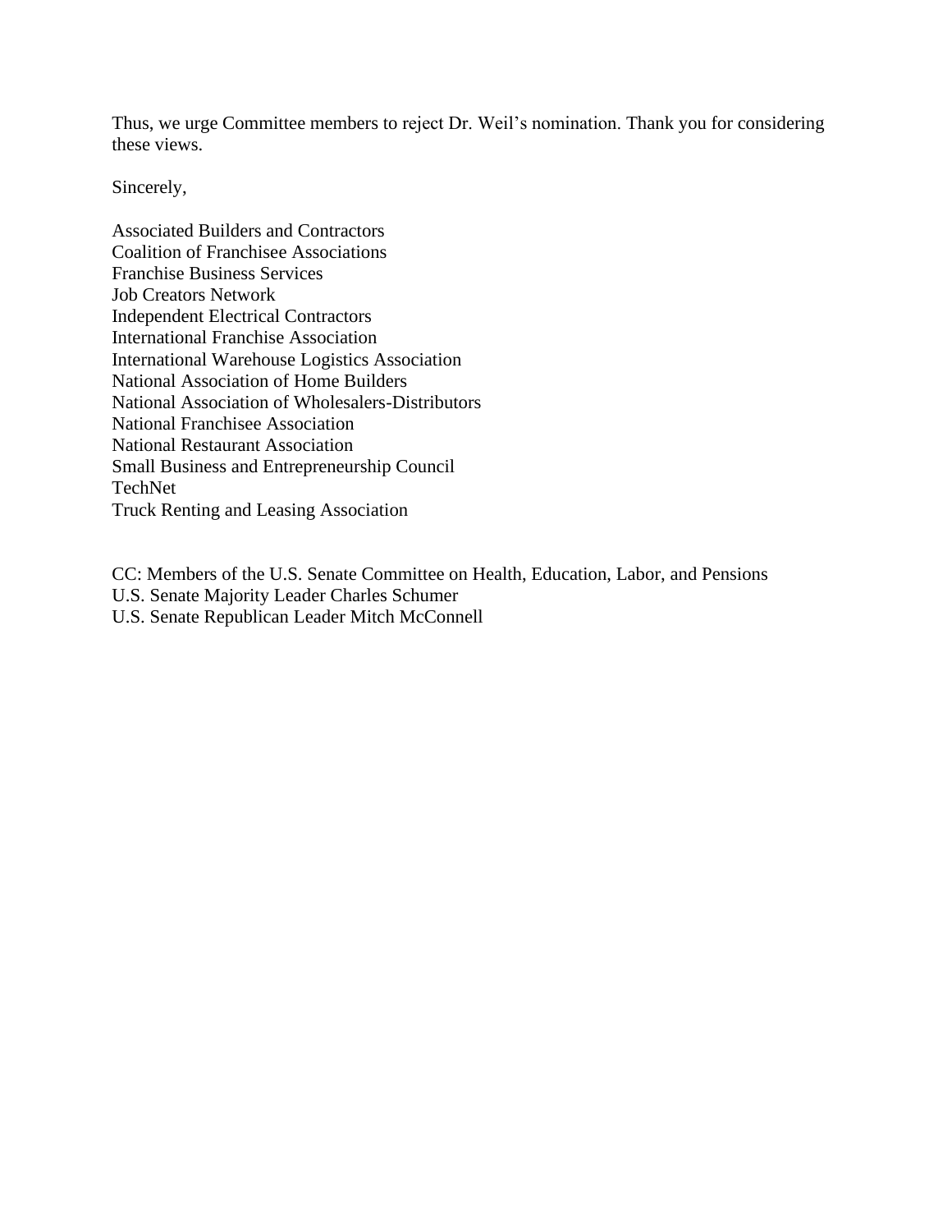Thus, we urge Committee members to reject Dr. Weil's nomination. Thank you for considering these views.

Sincerely,

Associated Builders and Contractors
Coalition of Franchisee Associations
Franchise Business Services
Job Creators Network
Independent Electrical Contractors
International Franchise Association
International Warehouse Logistics Association
National Association of Home Builders
National Association of Wholesalers-Distributors
National Franchisee Association
National Restaurant Association
Small Business and Entrepreneurship Council
TechNet
Truck Renting and Leasing Association

CC: Members of the U.S. Senate Committee on Health, Education, Labor, and Pensions
U.S. Senate Majority Leader Charles Schumer
U.S. Senate Republican Leader Mitch McConnell